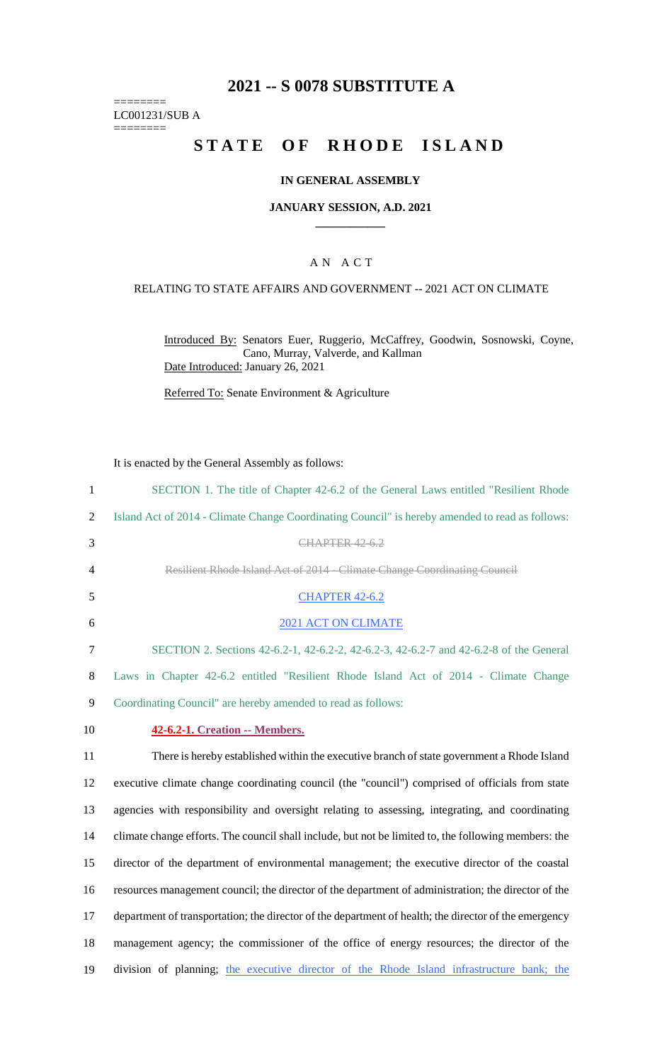# 2021 -- S 0078 SUBSTITUTE A

========
LC001231/SUB A
========

## STATE OF RHODE ISLAND

**IN GENERAL ASSEMBLY**

**JANUARY SESSION, A.D. 2021**

A N A C T

RELATING TO STATE AFFAIRS AND GOVERNMENT -- 2021 ACT ON CLIMATE

Introduced By: Senators Euer, Ruggerio, McCaffrey, Goodwin, Sosnowski, Coyne, Cano, Murray, Valverde, and Kallman

Date Introduced: January 26, 2021

Referred To: Senate Environment & Agriculture

It is enacted by the General Assembly as follows:

1 SECTION 1. The title of Chapter 42-6.2 of the General Laws entitled "Resilient Rhode
2 Island Act of 2014 - Climate Change Coordinating Council" is hereby amended to read as follows:

3 ~~CHAPTER 42-6.2~~

4 ~~Resilient Rhode Island Act of 2014 - Climate Change Coordinating Council~~

5 CHAPTER 42-6.2

6 2021 ACT ON CLIMATE

7 SECTION 2. Sections 42-6.2-1, 42-6.2-2, 42-6.2-3, 42-6.2-7 and 42-6.2-8 of the General
8 Laws in Chapter 42-6.2 entitled "Resilient Rhode Island Act of 2014 - Climate Change
9 Coordinating Council" are hereby amended to read as follows:

10 **42-6.2-1. Creation -- Members.**

11 There is hereby established within the executive branch of state government a Rhode Island
12 executive climate change coordinating council (the "council") comprised of officials from state
13 agencies with responsibility and oversight relating to assessing, integrating, and coordinating
14 climate change efforts. The council shall include, but not be limited to, the following members: the
15 director of the department of environmental management; the executive director of the coastal
16 resources management council; the director of the department of administration; the director of the
17 department of transportation; the director of the department of health; the director of the emergency
18 management agency; the commissioner of the office of energy resources; the director of the
19 division of planning; the executive director of the Rhode Island infrastructure bank; the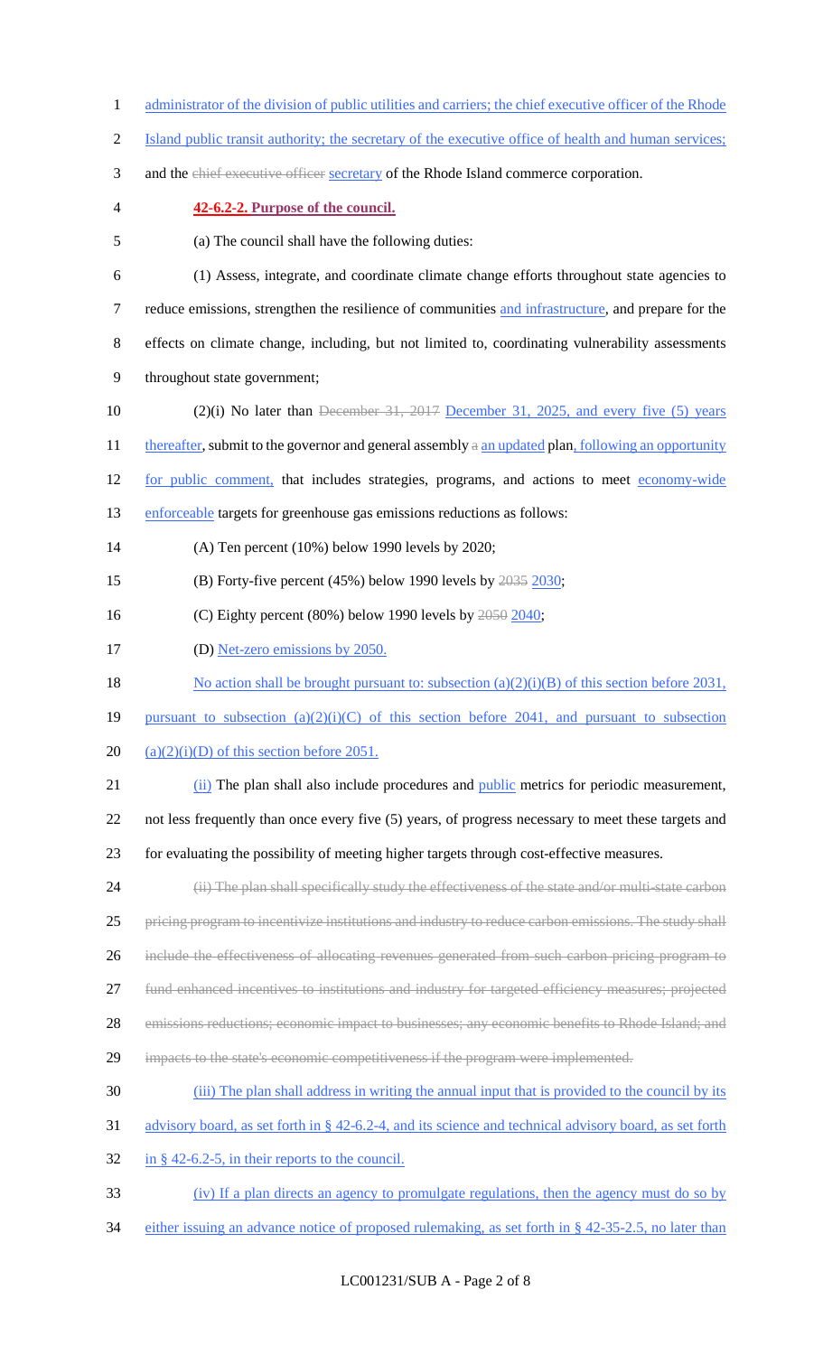administrator of the division of public utilities and carriers; the chief executive officer of the Rhode Island public transit authority; the secretary of the executive office of health and human services; and the ~~chief executive officer~~ secretary of the Rhode Island commerce corporation.

**42-6.2-2. Purpose of the council.**

(a) The council shall have the following duties:

(1) Assess, integrate, and coordinate climate change efforts throughout state agencies to reduce emissions, strengthen the resilience of communities and infrastructure, and prepare for the effects on climate change, including, but not limited to, coordinating vulnerability assessments throughout state government;

(2)(i) No later than ~~December 31, 2017~~ December 31, 2025, and every five (5) years thereafter, submit to the governor and general assembly ~~a~~ an updated plan, following an opportunity for public comment, that includes strategies, programs, and actions to meet economy-wide enforceable targets for greenhouse gas emissions reductions as follows:

(A) Ten percent (10%) below 1990 levels by 2020;

(B) Forty-five percent (45%) below 1990 levels by ~~2035~~ 2030;

(C) Eighty percent (80%) below 1990 levels by ~~2050~~ 2040;

(D) Net-zero emissions by 2050.

No action shall be brought pursuant to: subsection (a)(2)(i)(B) of this section before 2031, pursuant to subsection (a)(2)(i)(C) of this section before 2041, and pursuant to subsection (a)(2)(i)(D) of this section before 2051.

(ii) The plan shall also include procedures and public metrics for periodic measurement, not less frequently than once every five (5) years, of progress necessary to meet these targets and for evaluating the possibility of meeting higher targets through cost-effective measures.

~~(ii) The plan shall specifically study the effectiveness of the state and/or multi-state carbon pricing program to incentivize institutions and industry to reduce carbon emissions. The study shall include the effectiveness of allocating revenues generated from such carbon pricing program to fund enhanced incentives to institutions and industry for targeted efficiency measures; projected emissions reductions; economic impact to businesses; any economic benefits to Rhode Island; and impacts to the state's economic competitiveness if the program were implemented.~~

(iii) The plan shall address in writing the annual input that is provided to the council by its advisory board, as set forth in § 42-6.2-4, and its science and technical advisory board, as set forth in § 42-6.2-5, in their reports to the council.

(iv) If a plan directs an agency to promulgate regulations, then the agency must do so by either issuing an advance notice of proposed rulemaking, as set forth in § 42-35-2.5, no later than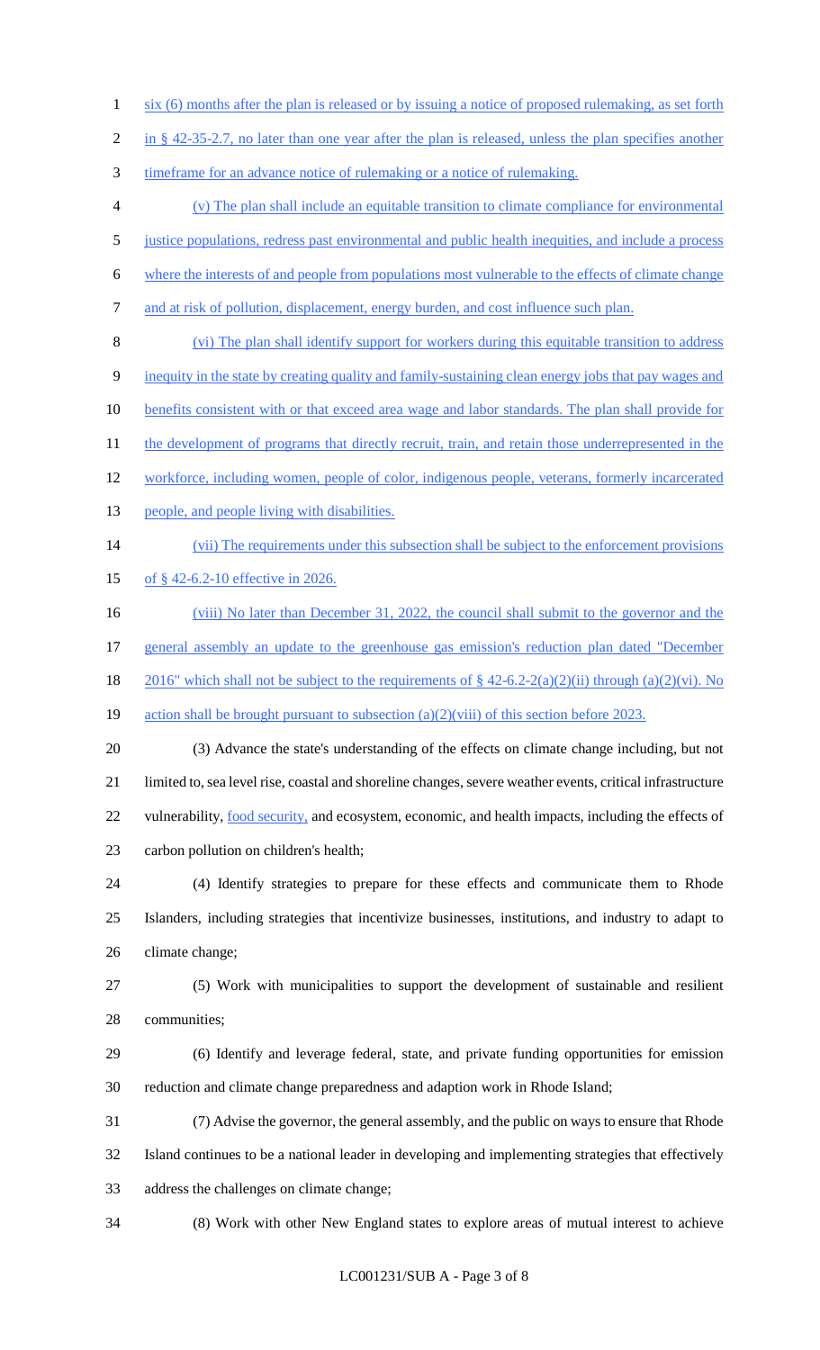six (6) months after the plan is released or by issuing a notice of proposed rulemaking, as set forth in § 42-35-2.7, no later than one year after the plan is released, unless the plan specifies another timeframe for an advance notice of rulemaking or a notice of rulemaking.

(v) The plan shall include an equitable transition to climate compliance for environmental justice populations, redress past environmental and public health inequities, and include a process where the interests of and people from populations most vulnerable to the effects of climate change and at risk of pollution, displacement, energy burden, and cost influence such plan.

(vi) The plan shall identify support for workers during this equitable transition to address inequity in the state by creating quality and family-sustaining clean energy jobs that pay wages and benefits consistent with or that exceed area wage and labor standards. The plan shall provide for the development of programs that directly recruit, train, and retain those underrepresented in the workforce, including women, people of color, indigenous people, veterans, formerly incarcerated people, and people living with disabilities.

(vii) The requirements under this subsection shall be subject to the enforcement provisions of § 42-6.2-10 effective in 2026.

(viii) No later than December 31, 2022, the council shall submit to the governor and the general assembly an update to the greenhouse gas emission's reduction plan dated "December 2016" which shall not be subject to the requirements of § 42-6.2-2(a)(2)(ii) through (a)(2)(vi). No action shall be brought pursuant to subsection (a)(2)(viii) of this section before 2023.

(3) Advance the state's understanding of the effects on climate change including, but not limited to, sea level rise, coastal and shoreline changes, severe weather events, critical infrastructure vulnerability, food security, and ecosystem, economic, and health impacts, including the effects of carbon pollution on children's health;

(4) Identify strategies to prepare for these effects and communicate them to Rhode Islanders, including strategies that incentivize businesses, institutions, and industry to adapt to climate change;

(5) Work with municipalities to support the development of sustainable and resilient communities;

(6) Identify and leverage federal, state, and private funding opportunities for emission reduction and climate change preparedness and adaption work in Rhode Island;

(7) Advise the governor, the general assembly, and the public on ways to ensure that Rhode Island continues to be a national leader in developing and implementing strategies that effectively address the challenges on climate change;

(8) Work with other New England states to explore areas of mutual interest to achieve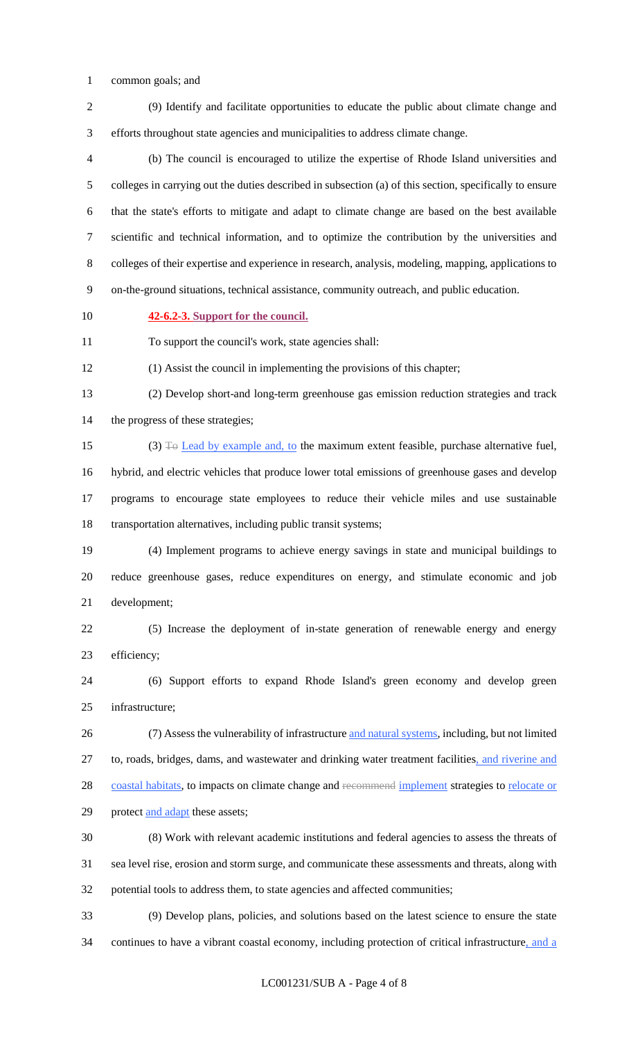common goals; and

(9) Identify and facilitate opportunities to educate the public about climate change and efforts throughout state agencies and municipalities to address climate change.

(b) The council is encouraged to utilize the expertise of Rhode Island universities and colleges in carrying out the duties described in subsection (a) of this section, specifically to ensure that the state's efforts to mitigate and adapt to climate change are based on the best available scientific and technical information, and to optimize the contribution by the universities and colleges of their expertise and experience in research, analysis, modeling, mapping, applications to on-the-ground situations, technical assistance, community outreach, and public education.

**42-6.2-3. Support for the council.**

To support the council's work, state agencies shall:

(1) Assist the council in implementing the provisions of this chapter;

(2) Develop short-and long-term greenhouse gas emission reduction strategies and track the progress of these strategies;

(3) ~~To~~ Lead by example and, to the maximum extent feasible, purchase alternative fuel, hybrid, and electric vehicles that produce lower total emissions of greenhouse gases and develop programs to encourage state employees to reduce their vehicle miles and use sustainable transportation alternatives, including public transit systems;

(4) Implement programs to achieve energy savings in state and municipal buildings to reduce greenhouse gases, reduce expenditures on energy, and stimulate economic and job development;

(5) Increase the deployment of in-state generation of renewable energy and energy efficiency;

(6) Support efforts to expand Rhode Island's green economy and develop green infrastructure;

(7) Assess the vulnerability of infrastructure and natural systems, including, but not limited to, roads, bridges, dams, and wastewater and drinking water treatment facilities, and riverine and coastal habitats, to impacts on climate change and ~~recommend~~ implement strategies to relocate or protect and adapt these assets;

(8) Work with relevant academic institutions and federal agencies to assess the threats of sea level rise, erosion and storm surge, and communicate these assessments and threats, along with potential tools to address them, to state agencies and affected communities;

(9) Develop plans, policies, and solutions based on the latest science to ensure the state continues to have a vibrant coastal economy, including protection of critical infrastructure, and a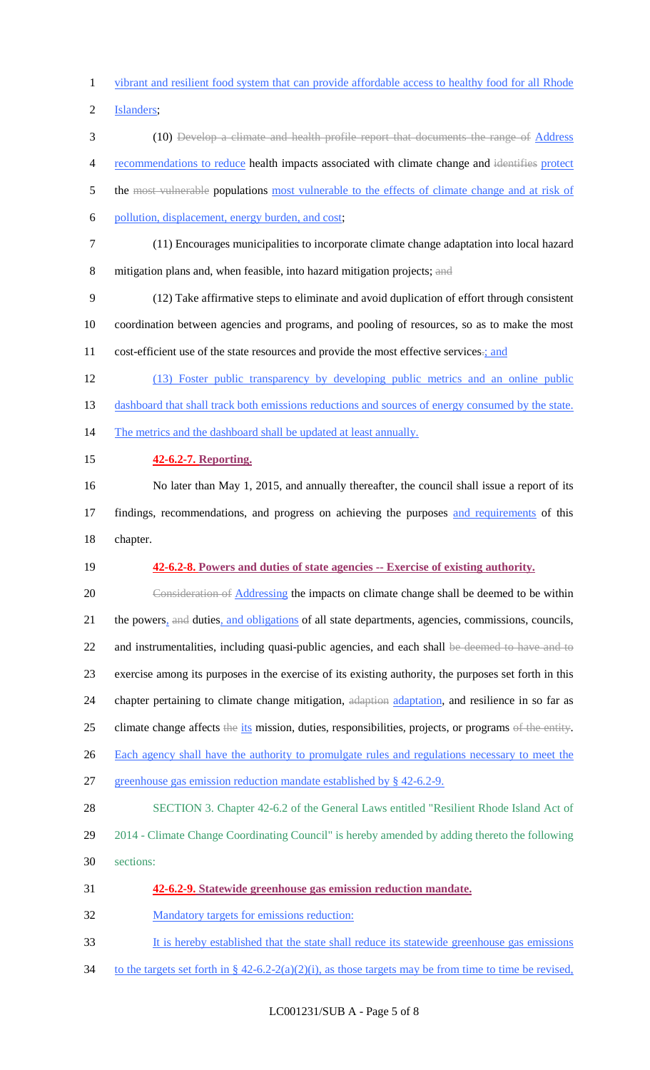vibrant and resilient food system that can provide affordable access to healthy food for all Rhode Islanders;

(10) ~~Develop a climate and health profile report that documents the range of~~ Address recommendations to reduce health impacts associated with climate change and ~~identifies~~ protect the ~~most vulnerable~~ populations most vulnerable to the effects of climate change and at risk of pollution, displacement, energy burden, and cost;

(11) Encourages municipalities to incorporate climate change adaptation into local hazard mitigation plans and, when feasible, into hazard mitigation projects; ~~and~~

(12) Take affirmative steps to eliminate and avoid duplication of effort through consistent coordination between agencies and programs, and pooling of resources, so as to make the most cost-efficient use of the state resources and provide the most effective services~~.~~; and

(13) Foster public transparency by developing public metrics and an online public dashboard that shall track both emissions reductions and sources of energy consumed by the state. The metrics and the dashboard shall be updated at least annually.

**42-6.2-7. Reporting.**

No later than May 1, 2015, and annually thereafter, the council shall issue a report of its findings, recommendations, and progress on achieving the purposes and requirements of this chapter.

**42-6.2-8. Powers and duties of state agencies -- Exercise of existing authority.**

~~Consideration of~~ Addressing the impacts on climate change shall be deemed to be within the powers, ~~and~~ duties, and obligations of all state departments, agencies, commissions, councils, and instrumentalities, including quasi-public agencies, and each shall ~~be deemed to have and to~~ exercise among its purposes in the exercise of its existing authority, the purposes set forth in this chapter pertaining to climate change mitigation, ~~adaption~~ adaptation, and resilience in so far as climate change affects ~~the~~ its mission, duties, responsibilities, projects, or programs ~~of the entity~~. Each agency shall have the authority to promulgate rules and regulations necessary to meet the greenhouse gas emission reduction mandate established by § 42-6.2-9.

SECTION 3. Chapter 42-6.2 of the General Laws entitled "Resilient Rhode Island Act of 2014 - Climate Change Coordinating Council" is hereby amended by adding thereto the following sections:

**42-6.2-9. Statewide greenhouse gas emission reduction mandate.**

Mandatory targets for emissions reduction:

It is hereby established that the state shall reduce its statewide greenhouse gas emissions to the targets set forth in § 42-6.2-2(a)(2)(i), as those targets may be from time to time be revised,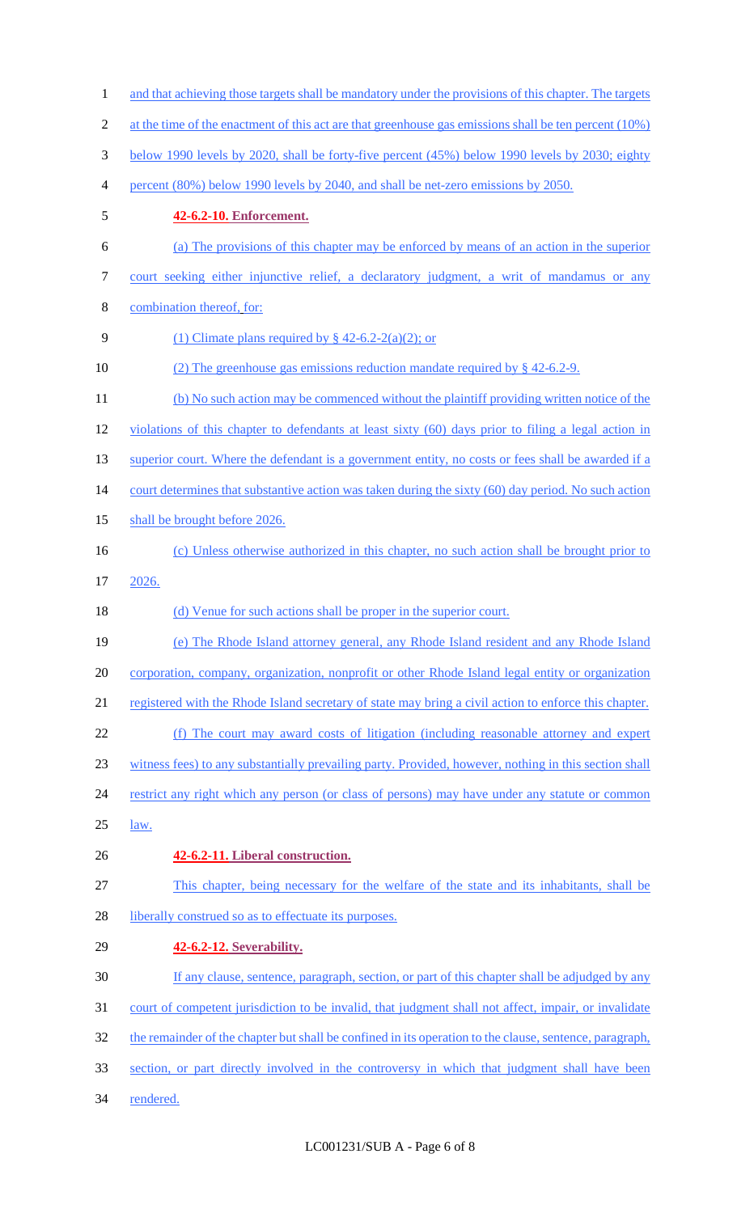and that achieving those targets shall be mandatory under the provisions of this chapter. The targets at the time of the enactment of this act are that greenhouse gas emissions shall be ten percent (10%) below 1990 levels by 2020, shall be forty-five percent (45%) below 1990 levels by 2030; eighty percent (80%) below 1990 levels by 2040, and shall be net-zero emissions by 2050.

**42-6.2-10. Enforcement.**

(a) The provisions of this chapter may be enforced by means of an action in the superior court seeking either injunctive relief, a declaratory judgment, a writ of mandamus or any combination thereof, for:

(1) Climate plans required by § 42-6.2-2(a)(2); or

(2) The greenhouse gas emissions reduction mandate required by § 42-6.2-9.

(b) No such action may be commenced without the plaintiff providing written notice of the violations of this chapter to defendants at least sixty (60) days prior to filing a legal action in superior court. Where the defendant is a government entity, no costs or fees shall be awarded if a court determines that substantive action was taken during the sixty (60) day period. No such action shall be brought before 2026.

(c) Unless otherwise authorized in this chapter, no such action shall be brought prior to 2026.

(d) Venue for such actions shall be proper in the superior court.

(e) The Rhode Island attorney general, any Rhode Island resident and any Rhode Island corporation, company, organization, nonprofit or other Rhode Island legal entity or organization registered with the Rhode Island secretary of state may bring a civil action to enforce this chapter.

(f) The court may award costs of litigation (including reasonable attorney and expert witness fees) to any substantially prevailing party. Provided, however, nothing in this section shall restrict any right which any person (or class of persons) may have under any statute or common law.

**42-6.2-11. Liberal construction.**

This chapter, being necessary for the welfare of the state and its inhabitants, shall be liberally construed so as to effectuate its purposes.

**42-6.2-12. Severability.**

If any clause, sentence, paragraph, section, or part of this chapter shall be adjudged by any court of competent jurisdiction to be invalid, that judgment shall not affect, impair, or invalidate the remainder of the chapter but shall be confined in its operation to the clause, sentence, paragraph, section, or part directly involved in the controversy in which that judgment shall have been rendered.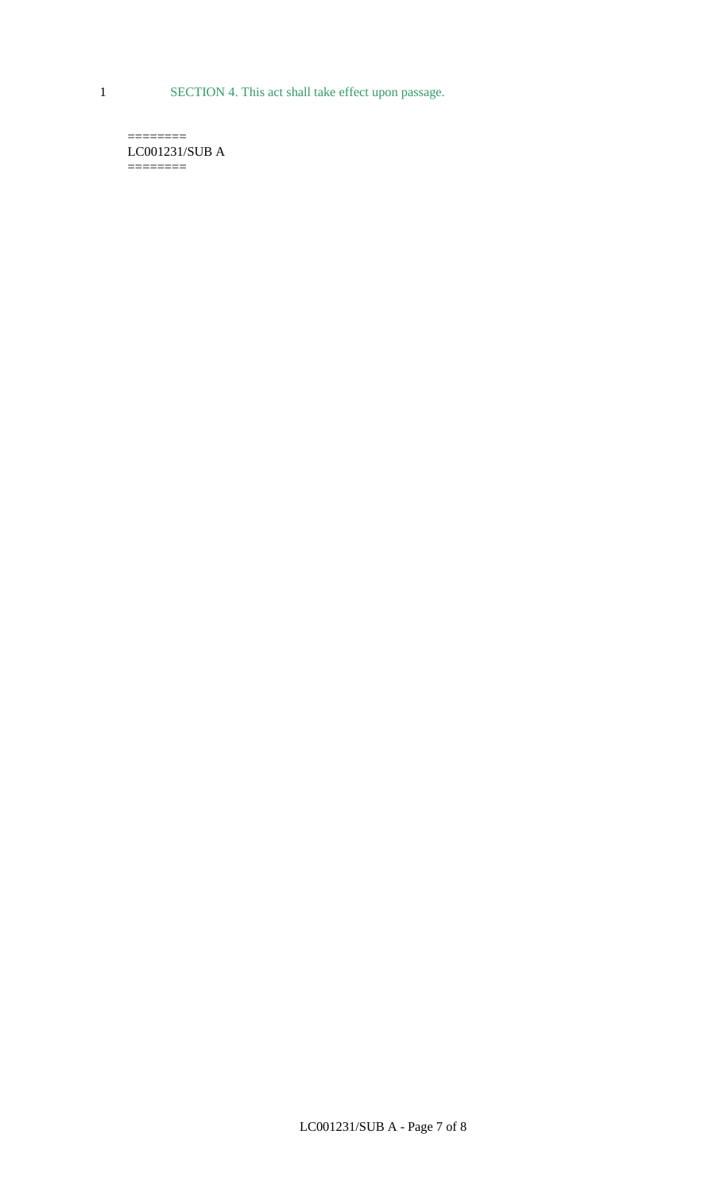SECTION 4. This act shall take effect upon passage.

========
LC001231/SUB A
========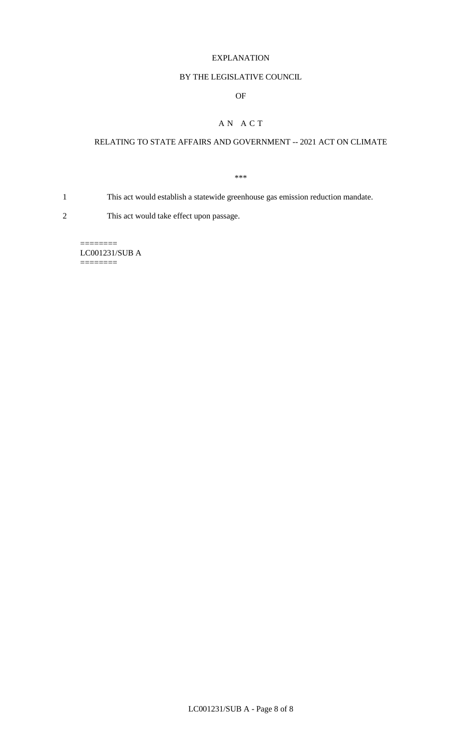EXPLANATION

BY THE LEGISLATIVE COUNCIL

OF

A N A C T

RELATING TO STATE AFFAIRS AND GOVERNMENT -- 2021 ACT ON CLIMATE

\*\*\*

1 This act would establish a statewide greenhouse gas emission reduction mandate.

2 This act would take effect upon passage.

========
LC001231/SUB A
========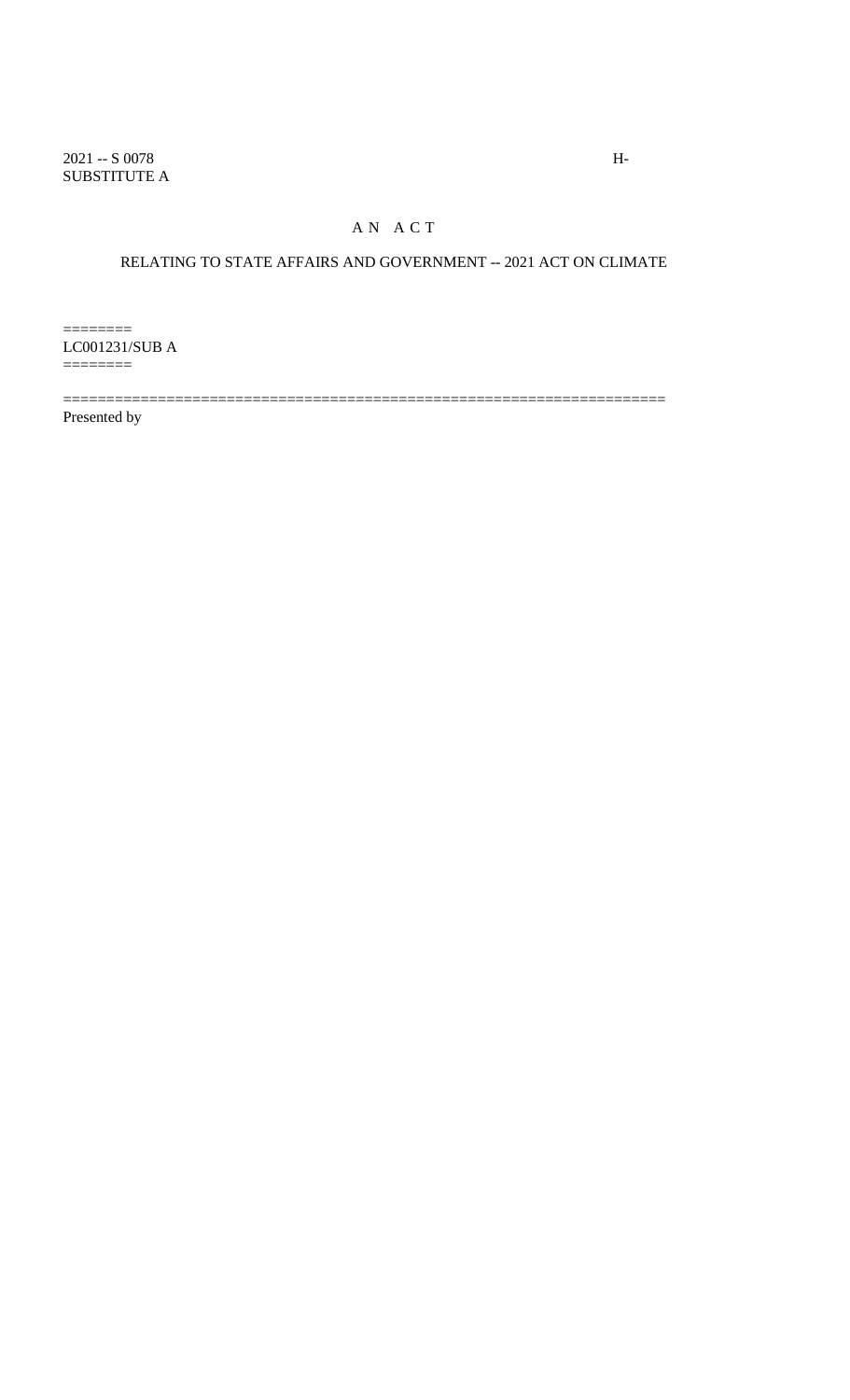2021 -- S 0078 H-
SUBSTITUTE A

# A N A C T

## RELATING TO STATE AFFAIRS AND GOVERNMENT -- 2021 ACT ON CLIMATE

========
LC001231/SUB A
========

================================================================
Presented by